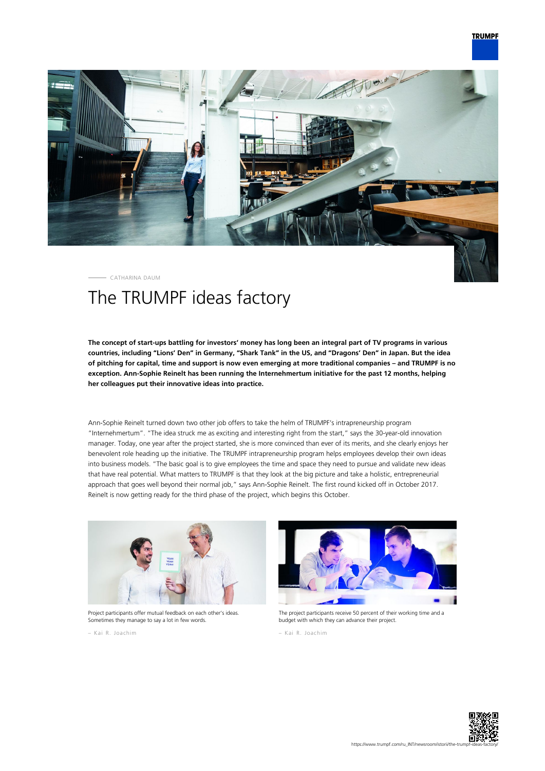CATHARINA DAUM

# The TRUMPF ideas factory

**The concept of start-ups battling for investors' money has long been an integral part of TV programs in various countries, including "Lions' Den" in Germany, "Shark Tank" in the US, and "Dragons' Den" in Japan. But the idea of pitching for capital, time and support is now even emerging at more traditional companies – and TRUMPF is no exception. Ann-Sophie Reinelt has been running the Internehmertum initiative for the past 12 months, helping her colleagues put their innovative ideas into practice.**

Ann-Sophie Reinelt turned down two other job offers to take the helm of TRUMPF's intrapreneurship program "Internehmertum". "The idea struck me as exciting and interesting right from the start," says the 30-year-old innovation manager. Today, one year after the project started, she is more convinced than ever of its merits, and she clearly enjoys her benevolent role heading up the initiative. The TRUMPF intrapreneurship program helps employees develop their own ideas into business models. "The basic goal is to give employees the time and space they need to pursue and validate new ideas that have real potential. What matters to TRUMPF is that they look at the big picture and take a holistic, entrepreneurial approach that goes well beyond their normal job," says Ann-Sophie Reinelt. The first round kicked off in October 2017. Reinelt is now getting ready for the third phase of the project, which begins this October.

Project participants offer mutual feedback on each other's ideas. Sometimes they manage to say a lot in few words.

– Kai R. Joachim

The project participants receive 50 percent of their working time and a budget with which they can advance their project.

– Kai R. Joachim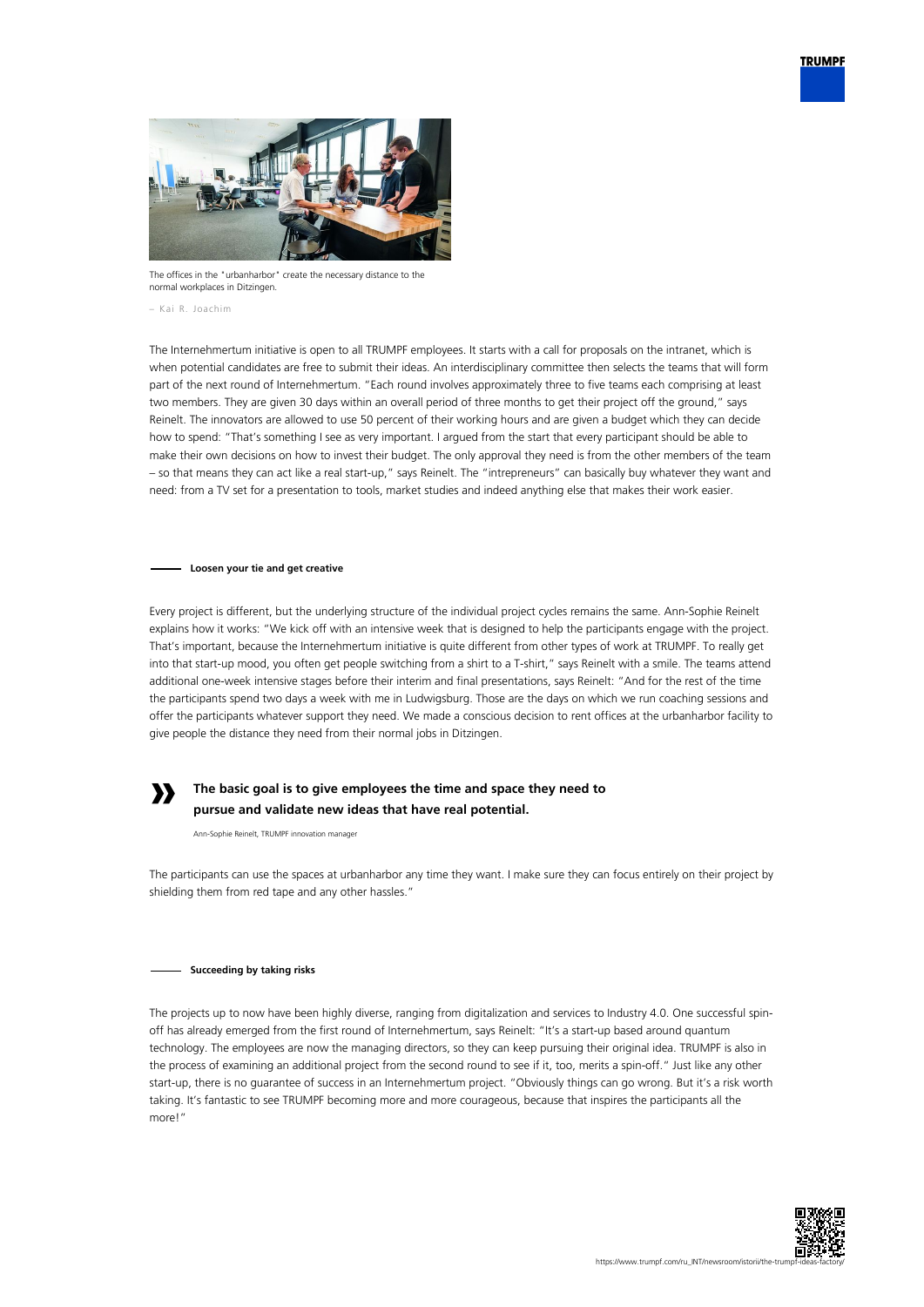The offices in the "urbanharbor" create the necessary distance to the normal workplaces in Ditzingen.

– Kai R. Joachim

The Internehmertum initiative is open to all TRUMPF employees. It starts with a call for proposals on the intranet, which is when potential candidates are free to submit their ideas. An interdisciplinary committee then selects the teams that will form part of the next round of Internehmertum. "Each round involves approximately three to five teams each comprising at least two members. They are given 30 days within an overall period of three months to get their project off the ground," says Reinelt. The innovators are allowed to use 50 percent of their working hours and are given a budget which they can decide how to spend: "That's something I see as very important. I argued from the start that every participant should be able to make their own decisions on how to invest their budget. The only approval they need is from the other members of the team – so that means they can act like a real start-up," says Reinelt. The "intrepreneurs" can basically buy whatever they want and need: from a TV set for a presentation to tools, market studies and indeed anything else that makes their work easier.

## Loosen your tie and get creative

Every project is different, but the underlying structure of the individual project cycles remains the same. Ann-Sophie Reinelt explains how it works: "We kick off with an intensive week that is designed to help the participants engage with the project. That's important, because the Internehmertum initiative is quite different from other types of work at TRUMPF. To really get into that start-up mood, you often get people switching from a shirt to a T-shirt," says Reinelt with a smile. The teams attend additional one-week intensive stages before their interim and final presentations, says Reinelt: "And for the rest of the time the participants spend two days a week with me in Ludwigsburg. Those are the days on which we run coaching sessions and offer the participants whatever support they need. We made a conscious decision to rent offices at the urbanharbor facility to give people the distance they need from their normal jobs in Ditzingen.

> **The basic goal is to give employees the time and space they need to pursue and validate new ideas that have real potential.**
>
> Ann-Sophie Reinelt, TRUMPF innovation manager

The participants can use the spaces at urbanharbor any time they want. I make sure they can focus entirely on their project by shielding them from red tape and any other hassles."

## Succeeding by taking risks

The projects up to now have been highly diverse, ranging from digitalization and services to Industry 4.0. One successful spin-off has already emerged from the first round of Internehmertum, says Reinelt: "It's a start-up based around quantum technology. The employees are now the managing directors, so they can keep pursuing their original idea. TRUMPF is also in the process of examining an additional project from the second round to see if it, too, merits a spin-off." Just like any other start-up, there is no guarantee of success in an Internehmertum project. "Obviously things can go wrong. But it's a risk worth taking. It's fantastic to see TRUMPF becoming more and more courageous, because that inspires the participants all the more!"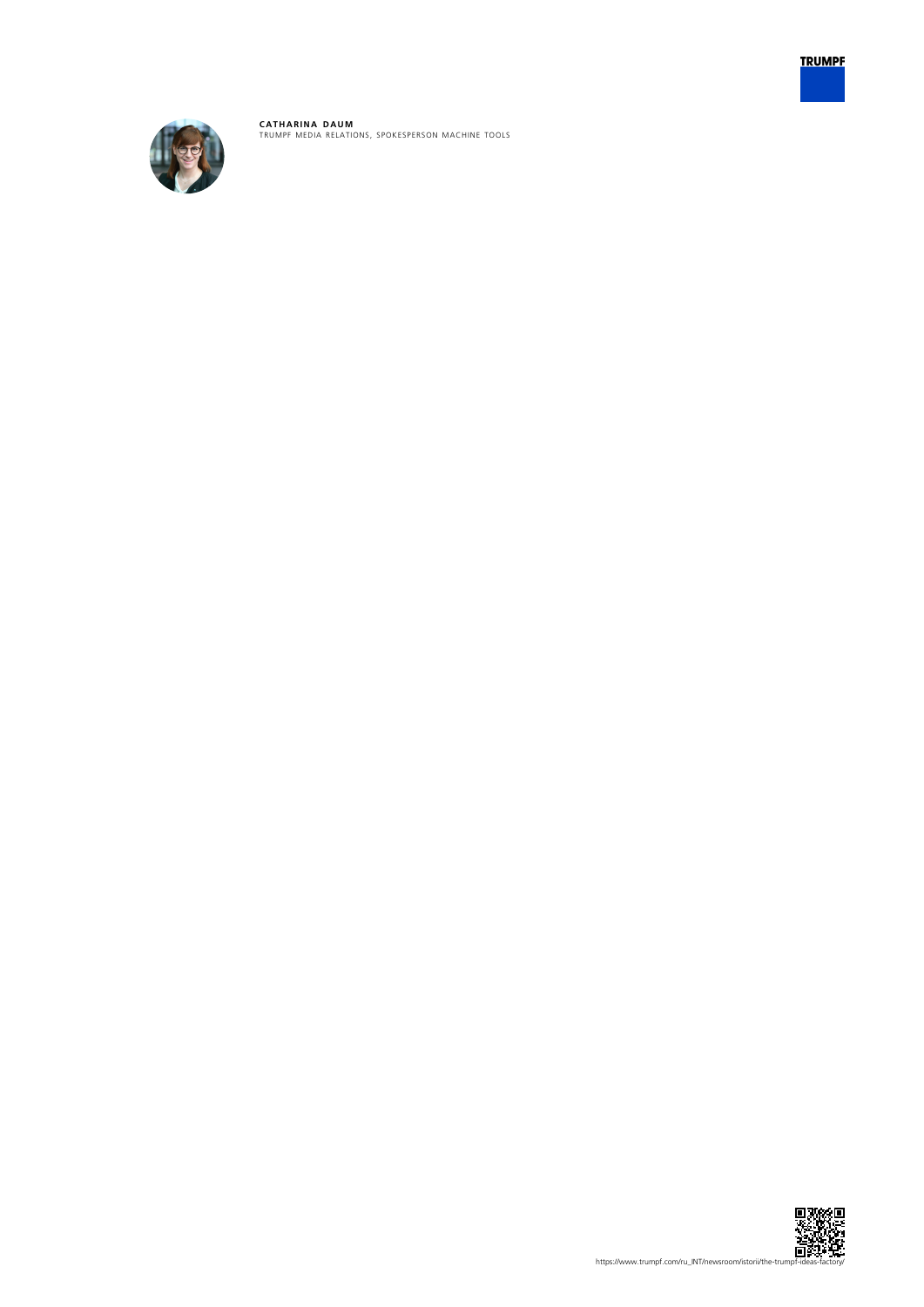**CATHARINA DAUM**
TRUMPF MEDIA RELATIONS, SPOKESPERSON MACHINE TOOLS